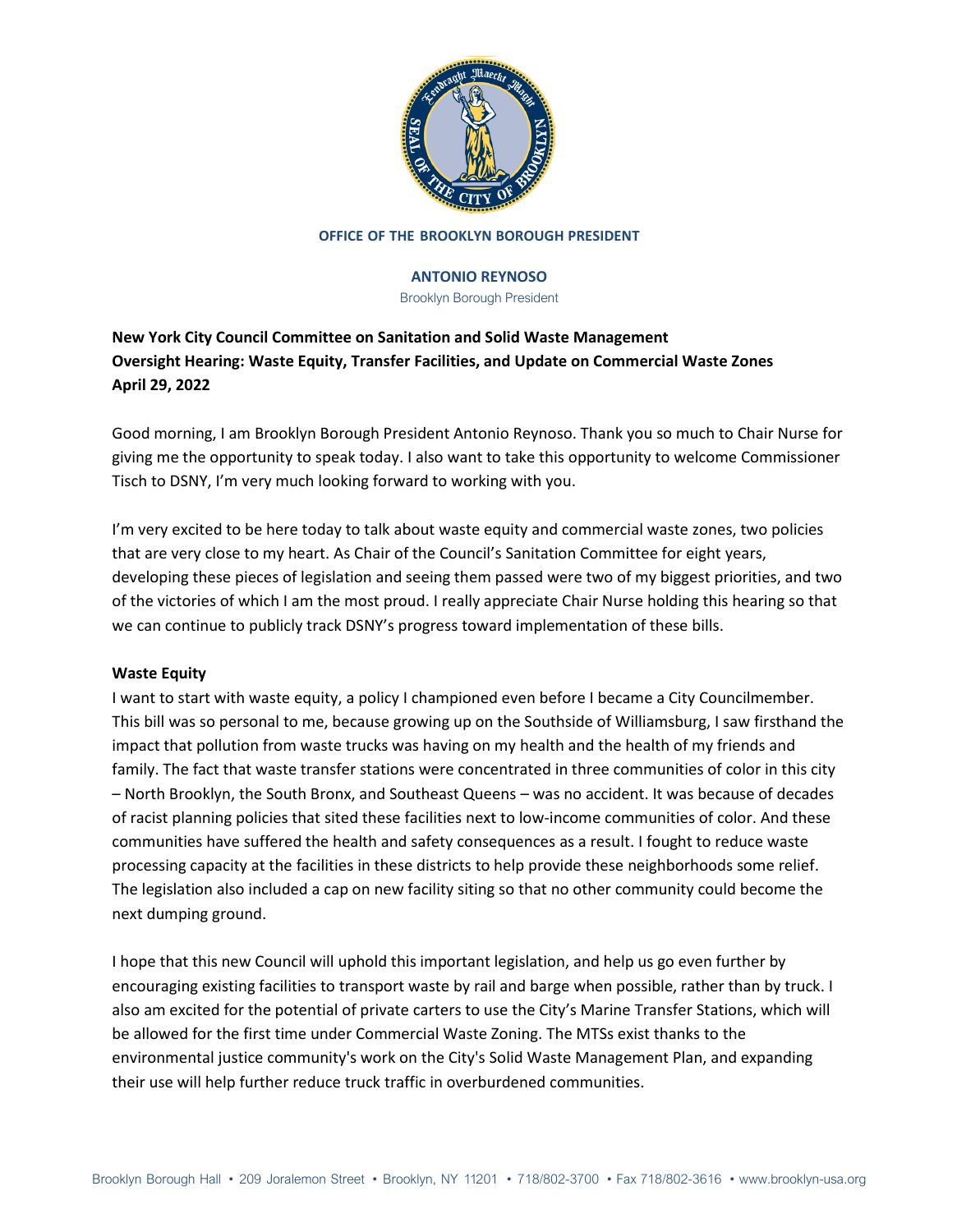**OFFICE OF THE BROOKLYN BOROUGH PRESIDENT**

**ANTONIO REYNOSO**
Brooklyn Borough President

**New York City Council Committee on Sanitation and Solid Waste Management**
**Oversight Hearing: Waste Equity, Transfer Facilities, and Update on Commercial Waste Zones**
**April 29, 2022**

Good morning, I am Brooklyn Borough President Antonio Reynoso. Thank you so much to Chair Nurse for giving me the opportunity to speak today. I also want to take this opportunity to welcome Commissioner Tisch to DSNY, I'm very much looking forward to working with you.

I'm very excited to be here today to talk about waste equity and commercial waste zones, two policies that are very close to my heart. As Chair of the Council's Sanitation Committee for eight years, developing these pieces of legislation and seeing them passed were two of my biggest priorities, and two of the victories of which I am the most proud. I really appreciate Chair Nurse holding this hearing so that we can continue to publicly track DSNY's progress toward implementation of these bills.

**Waste Equity**

I want to start with waste equity, a policy I championed even before I became a City Councilmember. This bill was so personal to me, because growing up on the Southside of Williamsburg, I saw firsthand the impact that pollution from waste trucks was having on my health and the health of my friends and family. The fact that waste transfer stations were concentrated in three communities of color in this city – North Brooklyn, the South Bronx, and Southeast Queens – was no accident. It was because of decades of racist planning policies that sited these facilities next to low-income communities of color. And these communities have suffered the health and safety consequences as a result. I fought to reduce waste processing capacity at the facilities in these districts to help provide these neighborhoods some relief. The legislation also included a cap on new facility siting so that no other community could become the next dumping ground.

I hope that this new Council will uphold this important legislation, and help us go even further by encouraging existing facilities to transport waste by rail and barge when possible, rather than by truck. I also am excited for the potential of private carters to use the City's Marine Transfer Stations, which will be allowed for the first time under Commercial Waste Zoning. The MTSs exist thanks to the environmental justice community's work on the City's Solid Waste Management Plan, and expanding their use will help further reduce truck traffic in overburdened communities.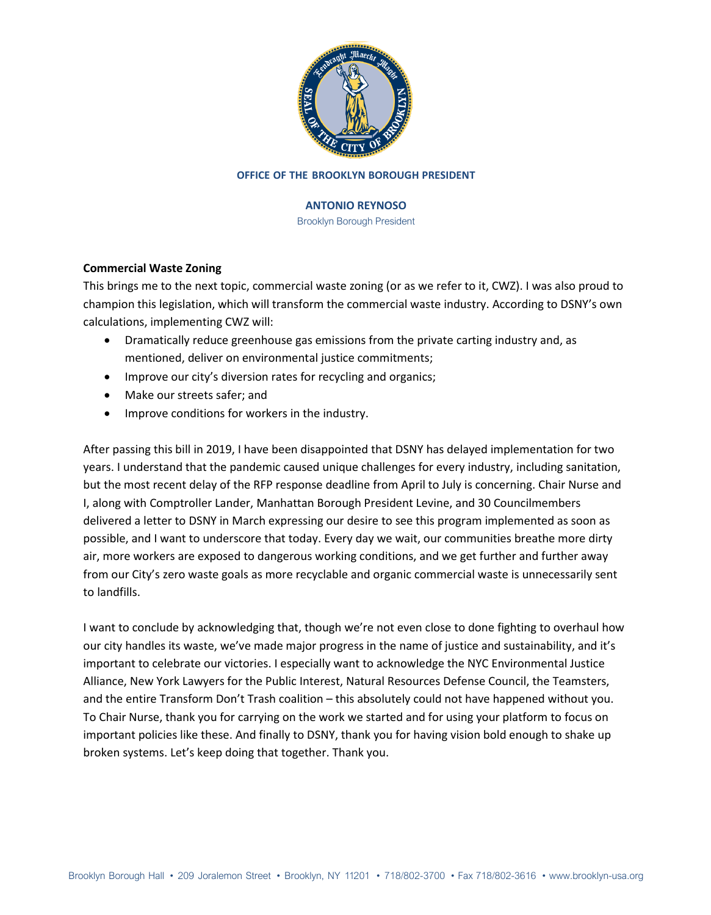OFFICE OF THE BROOKLYN BOROUGH PRESIDENT

**ANTONIO REYNOSO**
Brooklyn Borough President

**Commercial Waste Zoning**

This brings me to the next topic, commercial waste zoning (or as we refer to it, CWZ). I was also proud to champion this legislation, which will transform the commercial waste industry. According to DSNY's own calculations, implementing CWZ will:

- Dramatically reduce greenhouse gas emissions from the private carting industry and, as mentioned, deliver on environmental justice commitments;
- Improve our city's diversion rates for recycling and organics;
- Make our streets safer; and
- Improve conditions for workers in the industry.

After passing this bill in 2019, I have been disappointed that DSNY has delayed implementation for two years. I understand that the pandemic caused unique challenges for every industry, including sanitation, but the most recent delay of the RFP response deadline from April to July is concerning. Chair Nurse and I, along with Comptroller Lander, Manhattan Borough President Levine, and 30 Councilmembers delivered a letter to DSNY in March expressing our desire to see this program implemented as soon as possible, and I want to underscore that today. Every day we wait, our communities breathe more dirty air, more workers are exposed to dangerous working conditions, and we get further and further away from our City's zero waste goals as more recyclable and organic commercial waste is unnecessarily sent to landfills.

I want to conclude by acknowledging that, though we're not even close to done fighting to overhaul how our city handles its waste, we've made major progress in the name of justice and sustainability, and it's important to celebrate our victories. I especially want to acknowledge the NYC Environmental Justice Alliance, New York Lawyers for the Public Interest, Natural Resources Defense Council, the Teamsters, and the entire Transform Don't Trash coalition – this absolutely could not have happened without you. To Chair Nurse, thank you for carrying on the work we started and for using your platform to focus on important policies like these. And finally to DSNY, thank you for having vision bold enough to shake up broken systems. Let's keep doing that together. Thank you.